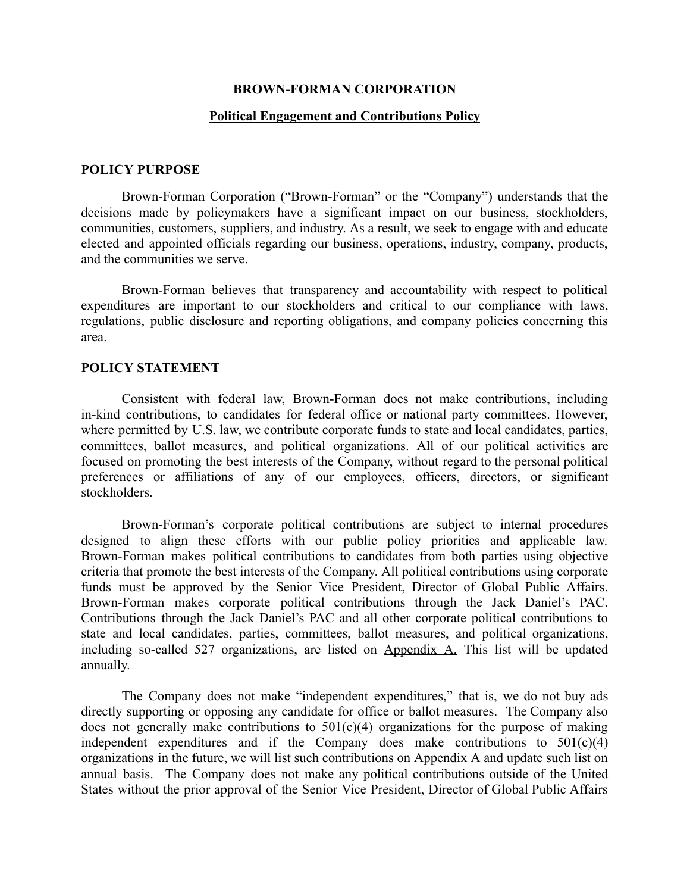# BROWN-FORMAN CORPORATION

## Political Engagement and Contributions Policy

### POLICY PURPOSE

Brown-Forman Corporation ("Brown-Forman" or the "Company") understands that the decisions made by policymakers have a significant impact on our business, stockholders, communities, customers, suppliers, and industry. As a result, we seek to engage with and educate elected and appointed officials regarding our business, operations, industry, company, products, and the communities we serve.

Brown-Forman believes that transparency and accountability with respect to political expenditures are important to our stockholders and critical to our compliance with laws, regulations, public disclosure and reporting obligations, and company policies concerning this area.

### POLICY STATEMENT

Consistent with federal law, Brown-Forman does not make contributions, including in-kind contributions, to candidates for federal office or national party committees. However, where permitted by U.S. law, we contribute corporate funds to state and local candidates, parties, committees, ballot measures, and political organizations. All of our political activities are focused on promoting the best interests of the Company, without regard to the personal political preferences or affiliations of any of our employees, officers, directors, or significant stockholders.

Brown-Forman's corporate political contributions are subject to internal procedures designed to align these efforts with our public policy priorities and applicable law. Brown-Forman makes political contributions to candidates from both parties using objective criteria that promote the best interests of the Company. All political contributions using corporate funds must be approved by the Senior Vice President, Director of Global Public Affairs. Brown-Forman makes corporate political contributions through the Jack Daniel's PAC. Contributions through the Jack Daniel's PAC and all other corporate political contributions to state and local candidates, parties, committees, ballot measures, and political organizations, including so-called 527 organizations, are listed on Appendix A. This list will be updated annually.

The Company does not make "independent expenditures," that is, we do not buy ads directly supporting or opposing any candidate for office or ballot measures. The Company also does not generally make contributions to 501(c)(4) organizations for the purpose of making independent expenditures and if the Company does make contributions to 501(c)(4) organizations in the future, we will list such contributions on Appendix A and update such list on annual basis. The Company does not make any political contributions outside of the United States without the prior approval of the Senior Vice President, Director of Global Public Affairs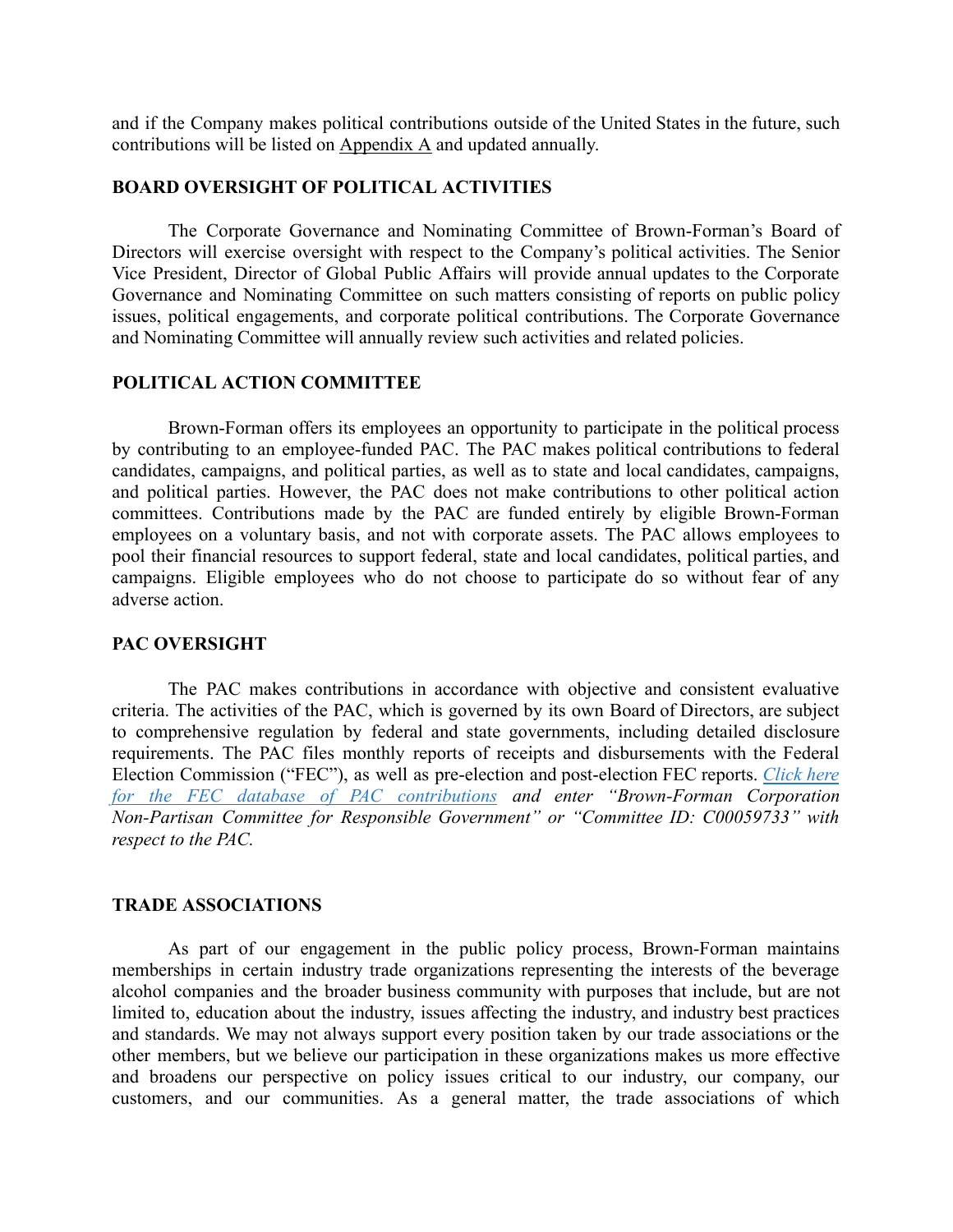and if the Company makes political contributions outside of the United States in the future, such contributions will be listed on Appendix A and updated annually.

## BOARD OVERSIGHT OF POLITICAL ACTIVITIES

The Corporate Governance and Nominating Committee of Brown-Forman's Board of Directors will exercise oversight with respect to the Company's political activities. The Senior Vice President, Director of Global Public Affairs will provide annual updates to the Corporate Governance and Nominating Committee on such matters consisting of reports on public policy issues, political engagements, and corporate political contributions. The Corporate Governance and Nominating Committee will annually review such activities and related policies.

## POLITICAL ACTION COMMITTEE

Brown-Forman offers its employees an opportunity to participate in the political process by contributing to an employee-funded PAC. The PAC makes political contributions to federal candidates, campaigns, and political parties, as well as to state and local candidates, campaigns, and political parties. However, the PAC does not make contributions to other political action committees. Contributions made by the PAC are funded entirely by eligible Brown-Forman employees on a voluntary basis, and not with corporate assets. The PAC allows employees to pool their financial resources to support federal, state and local candidates, political parties, and campaigns. Eligible employees who do not choose to participate do so without fear of any adverse action.

## PAC OVERSIGHT

The PAC makes contributions in accordance with objective and consistent evaluative criteria. The activities of the PAC, which is governed by its own Board of Directors, are subject to comprehensive regulation by federal and state governments, including detailed disclosure requirements. The PAC files monthly reports of receipts and disbursements with the Federal Election Commission ("FEC"), as well as pre-election and post-election FEC reports. *Click here for the FEC database of PAC contributions and enter "Brown-Forman Corporation Non-Partisan Committee for Responsible Government" or "Committee ID: C00059733" with respect to the PAC.*

## TRADE ASSOCIATIONS

As part of our engagement in the public policy process, Brown-Forman maintains memberships in certain industry trade organizations representing the interests of the beverage alcohol companies and the broader business community with purposes that include, but are not limited to, education about the industry, issues affecting the industry, and industry best practices and standards. We may not always support every position taken by our trade associations or the other members, but we believe our participation in these organizations makes us more effective and broadens our perspective on policy issues critical to our industry, our company, our customers, and our communities. As a general matter, the trade associations of which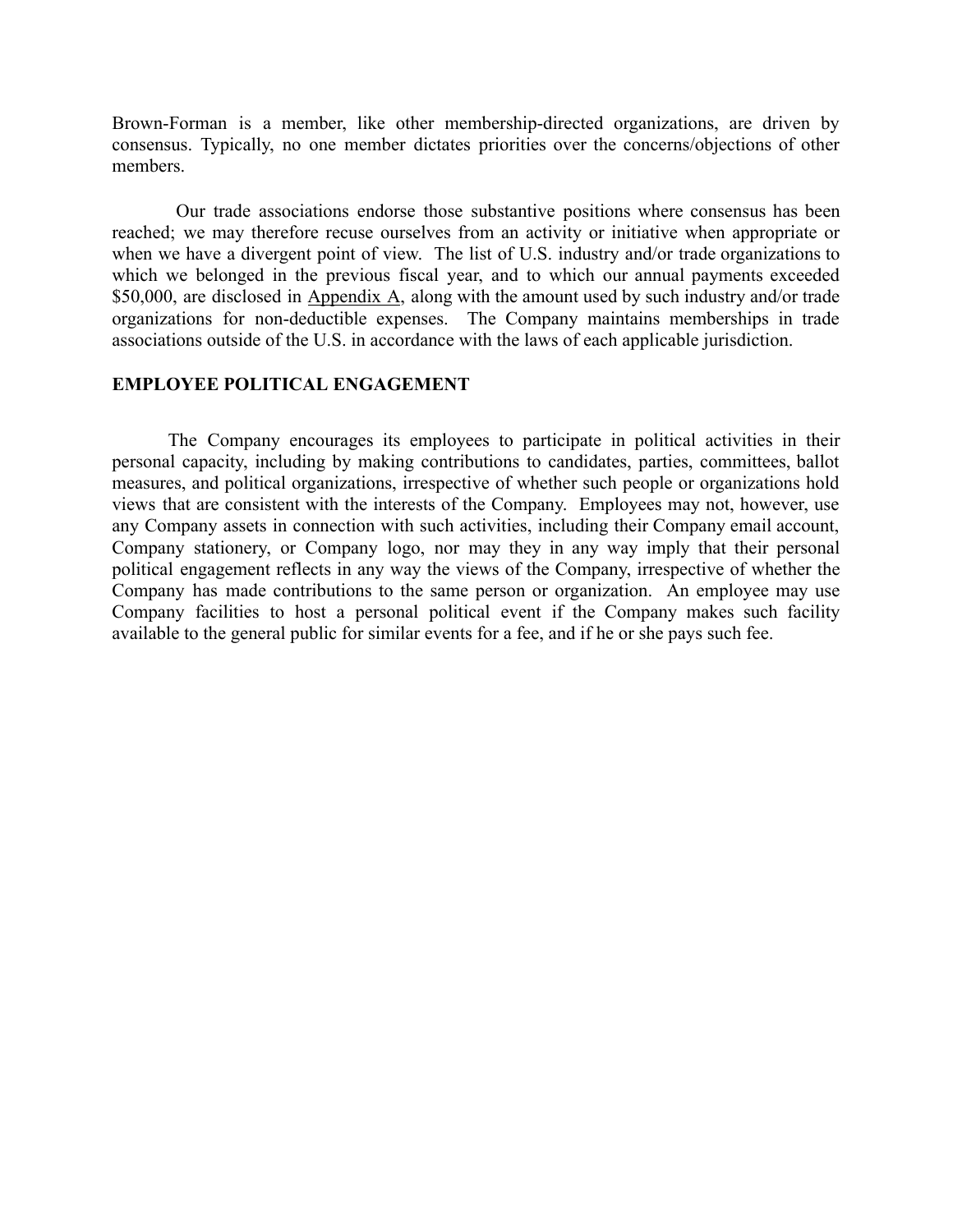Brown-Forman is a member, like other membership-directed organizations, are driven by consensus. Typically, no one member dictates priorities over the concerns/objections of other members.

Our trade associations endorse those substantive positions where consensus has been reached; we may therefore recuse ourselves from an activity or initiative when appropriate or when we have a divergent point of view. The list of U.S. industry and/or trade organizations to which we belonged in the previous fiscal year, and to which our annual payments exceeded $50,000, are disclosed in Appendix A, along with the amount used by such industry and/or trade organizations for non-deductible expenses. The Company maintains memberships in trade associations outside of the U.S. in accordance with the laws of each applicable jurisdiction.

## EMPLOYEE POLITICAL ENGAGEMENT

The Company encourages its employees to participate in political activities in their personal capacity, including by making contributions to candidates, parties, committees, ballot measures, and political organizations, irrespective of whether such people or organizations hold views that are consistent with the interests of the Company. Employees may not, however, use any Company assets in connection with such activities, including their Company email account, Company stationery, or Company logo, nor may they in any way imply that their personal political engagement reflects in any way the views of the Company, irrespective of whether the Company has made contributions to the same person or organization. An employee may use Company facilities to host a personal political event if the Company makes such facility available to the general public for similar events for a fee, and if he or she pays such fee.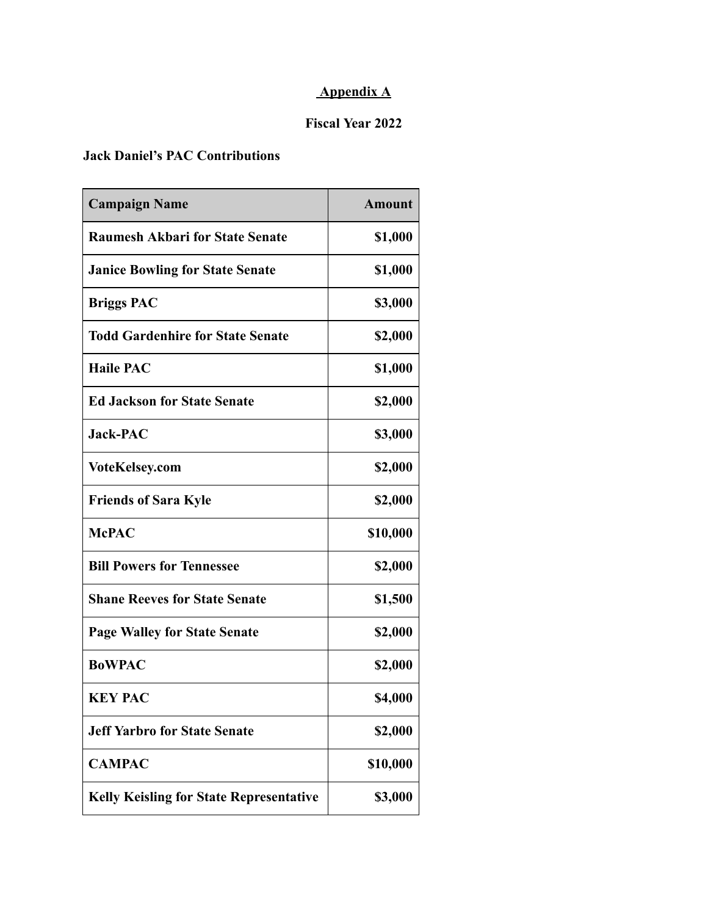**Appendix A**

**Fiscal Year 2022**

**Jack Daniel's PAC Contributions**

| Campaign Name | Amount |
|---|---:|
| **Raumesh Akbari for State Senate** | **$1,000** |
| **Janice Bowling for State Senate** | **$1,000** |
| **Briggs PAC** | **$3,000** |
| **Todd Gardenhire for State Senate** | **$2,000** |
| **Haile PAC** | **$1,000** |
| **Ed Jackson for State Senate** | **$2,000** |
| **Jack-PAC** | **$3,000** |
| **VoteKelsey.com** | **$2,000** |
| **Friends of Sara Kyle** | **$2,000** |
| **McPAC** | **$10,000** |
| **Bill Powers for Tennessee** | **$2,000** |
| **Shane Reeves for State Senate** | **$1,500** |
| **Page Walley for State Senate** | **$2,000** |
| **BoWPAC** | **$2,000** |
| **KEY PAC** | **$4,000** |
| **Jeff Yarbro for State Senate** | **$2,000** |
| **CAMPAC** | **$10,000** |
| **Kelly Keisling for State Representative** | **$3,000** |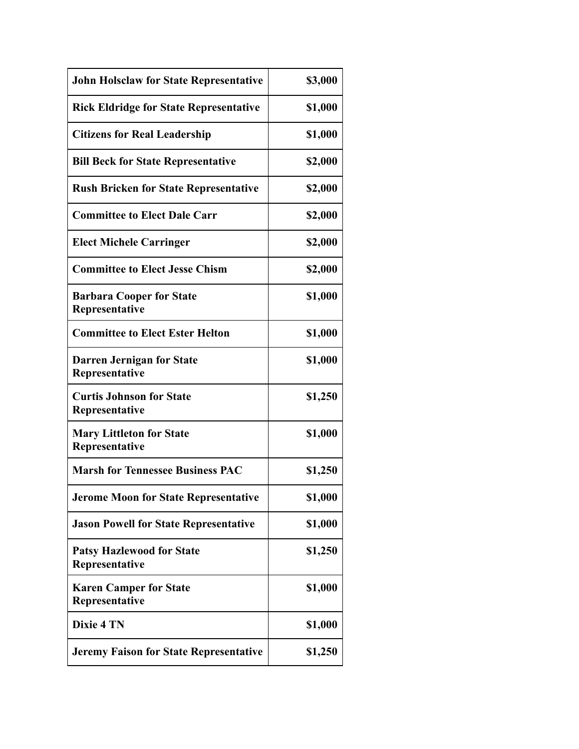| | |
|---|---|
| **John Holsclaw for State Representative** | **$3,000** |
| **Rick Eldridge for State Representative** | **$1,000** |
| **Citizens for Real Leadership** | **$1,000** |
| **Bill Beck for State Representative** | **$2,000** |
| **Rush Bricken for State Representative** | **$2,000** |
| **Committee to Elect Dale Carr** | **$2,000** |
| **Elect Michele Carringer** | **$2,000** |
| **Committee to Elect Jesse Chism** | **$2,000** |
| **Barbara Cooper for State Representative** | **$1,000** |
| **Committee to Elect Ester Helton** | **$1,000** |
| **Darren Jernigan for State Representative** | **$1,000** |
| **Curtis Johnson for State Representative** | **$1,250** |
| **Mary Littleton for State Representative** | **$1,000** |
| **Marsh for Tennessee Business PAC** | **$1,250** |
| **Jerome Moon for State Representative** | **$1,000** |
| **Jason Powell for State Representative** | **$1,000** |
| **Patsy Hazlewood for State Representative** | **$1,250** |
| **Karen Camper for State Representative** | **$1,000** |
| **Dixie 4 TN** | **$1,000** |
| **Jeremy Faison for State Representative** | **$1,250** |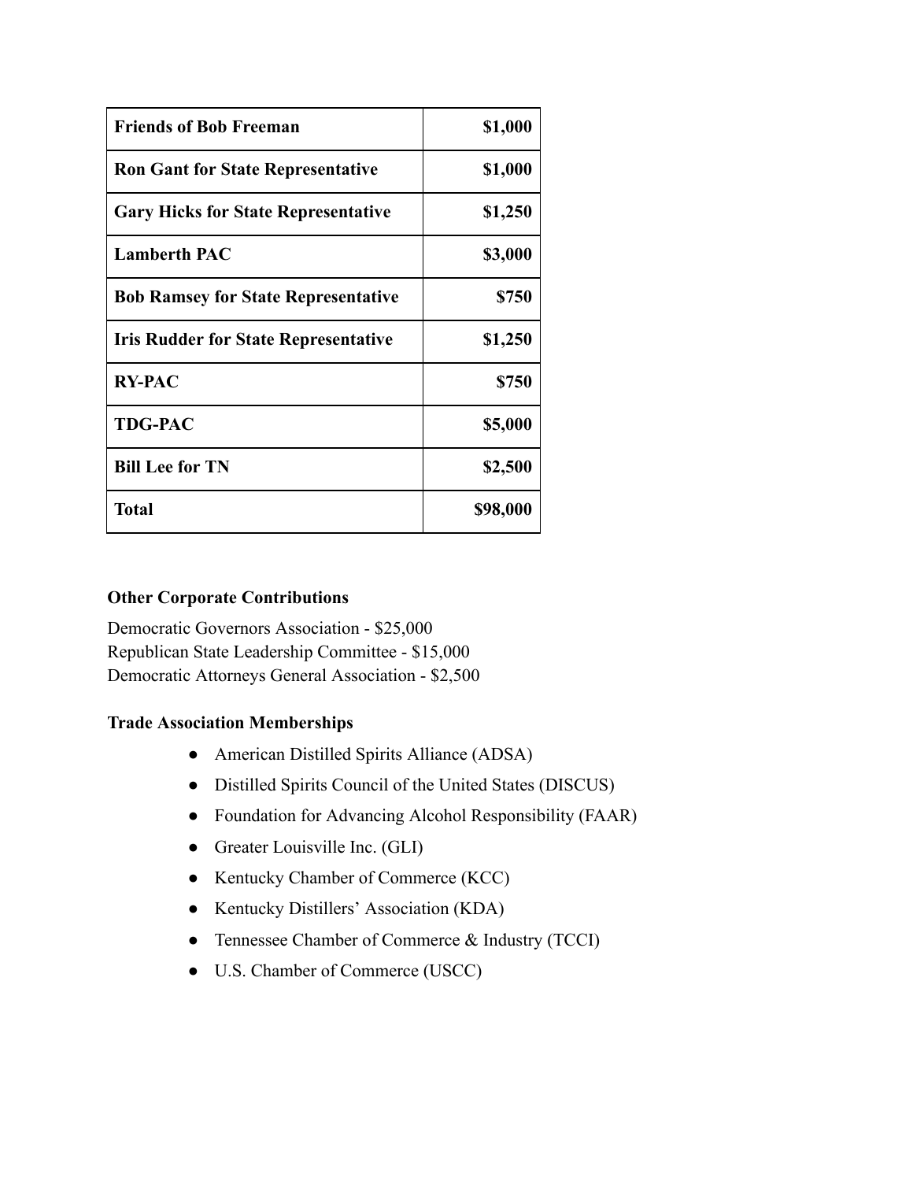| | |
|---|---|
| **Friends of Bob Freeman** | **$1,000** |
| **Ron Gant for State Representative** | **$1,000** |
| **Gary Hicks for State Representative** | **$1,250** |
| **Lamberth PAC** | **$3,000** |
| **Bob Ramsey for State Representative** | **$750** |
| **Iris Rudder for State Representative** | **$1,250** |
| **RY-PAC** | **$750** |
| **TDG-PAC** | **$5,000** |
| **Bill Lee for TN** | **$2,500** |
| **Total** | **$98,000** |

**Other Corporate Contributions**

Democratic Governors Association - $25,000
Republican State Leadership Committee - $15,000
Democratic Attorneys General Association - $2,500

**Trade Association Memberships**

- American Distilled Spirits Alliance (ADSA)
- Distilled Spirits Council of the United States (DISCUS)
- Foundation for Advancing Alcohol Responsibility (FAAR)
- Greater Louisville Inc. (GLI)
- Kentucky Chamber of Commerce (KCC)
- Kentucky Distillers' Association (KDA)
- Tennessee Chamber of Commerce & Industry (TCCI)
- U.S. Chamber of Commerce (USCC)